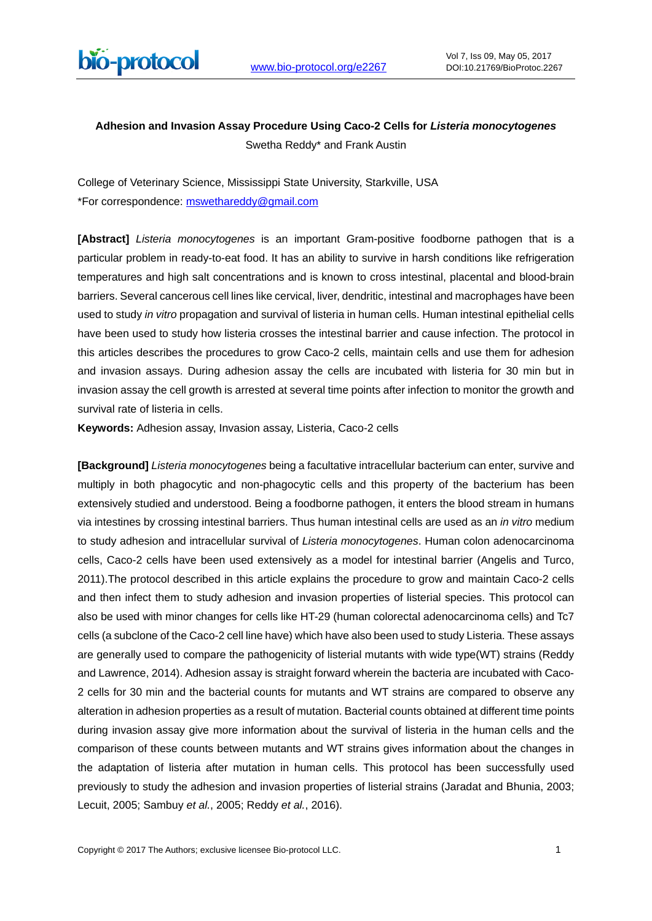# Adhesion and Invasion Assay Procedure Using Caco-2 Cells for *Listeria monocytogenes*

Swetha Reddy* and Frank Austin

College of Veterinary Science, Mississippi State University, Starkville, USA

*For correspondence: mswethareddy@gmail.com

**[Abstract]** *Listeria monocytogenes* is an important Gram-positive foodborne pathogen that is a particular problem in ready-to-eat food. It has an ability to survive in harsh conditions like refrigeration temperatures and high salt concentrations and is known to cross intestinal, placental and blood-brain barriers. Several cancerous cell lines like cervical, liver, dendritic, intestinal and macrophages have been used to study *in vitro* propagation and survival of listeria in human cells. Human intestinal epithelial cells have been used to study how listeria crosses the intestinal barrier and cause infection. The protocol in this articles describes the procedures to grow Caco-2 cells, maintain cells and use them for adhesion and invasion assays. During adhesion assay the cells are incubated with listeria for 30 min but in invasion assay the cell growth is arrested at several time points after infection to monitor the growth and survival rate of listeria in cells.

**Keywords:** Adhesion assay, Invasion assay, Listeria, Caco-2 cells

**[Background]** *Listeria monocytogenes* being a facultative intracellular bacterium can enter, survive and multiply in both phagocytic and non-phagocytic cells and this property of the bacterium has been extensively studied and understood. Being a foodborne pathogen, it enters the blood stream in humans via intestines by crossing intestinal barriers. Thus human intestinal cells are used as an *in vitro* medium to study adhesion and intracellular survival of *Listeria monocytogenes*. Human colon adenocarcinoma cells, Caco-2 cells have been used extensively as a model for intestinal barrier (Angelis and Turco, 2011).The protocol described in this article explains the procedure to grow and maintain Caco-2 cells and then infect them to study adhesion and invasion properties of listerial species. This protocol can also be used with minor changes for cells like HT-29 (human colorectal adenocarcinoma cells) and Tc7 cells (a subclone of the Caco-2 cell line have) which have also been used to study Listeria. These assays are generally used to compare the pathogenicity of listerial mutants with wide type(WT) strains (Reddy and Lawrence, 2014). Adhesion assay is straight forward wherein the bacteria are incubated with Caco-2 cells for 30 min and the bacterial counts for mutants and WT strains are compared to observe any alteration in adhesion properties as a result of mutation. Bacterial counts obtained at different time points during invasion assay give more information about the survival of listeria in the human cells and the comparison of these counts between mutants and WT strains gives information about the changes in the adaptation of listeria after mutation in human cells. This protocol has been successfully used previously to study the adhesion and invasion properties of listerial strains (Jaradat and Bhunia, 2003; Lecuit, 2005; Sambuy *et al.*, 2005; Reddy *et al.*, 2016).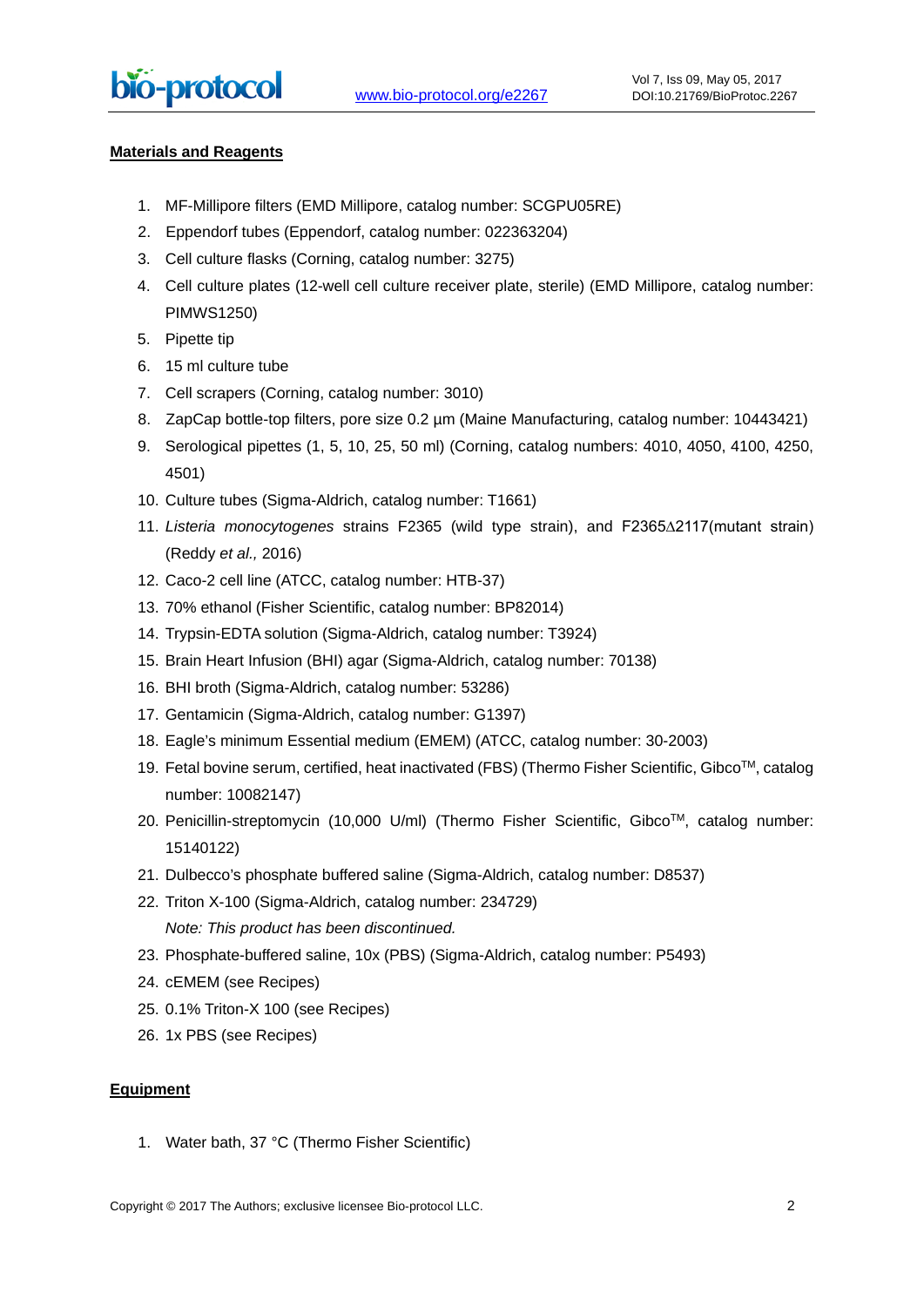**Materials and Reagents**

1. MF-Millipore filters (EMD Millipore, catalog number: SCGPU05RE)
2. Eppendorf tubes (Eppendorf, catalog number: 022363204)
3. Cell culture flasks (Corning, catalog number: 3275)
4. Cell culture plates (12-well cell culture receiver plate, sterile) (EMD Millipore, catalog number: PIMWS1250)
5. Pipette tip
6. 15 ml culture tube
7. Cell scrapers (Corning, catalog number: 3010)
8. ZapCap bottle-top filters, pore size 0.2 µm (Maine Manufacturing, catalog number: 10443421)
9. Serological pipettes (1, 5, 10, 25, 50 ml) (Corning, catalog numbers: 4010, 4050, 4100, 4250, 4501)
10. Culture tubes (Sigma-Aldrich, catalog number: T1661)
11. *Listeria monocytogenes* strains F2365 (wild type strain), and F2365Δ2117(mutant strain) (Reddy *et al.,* 2016)
12. Caco-2 cell line (ATCC, catalog number: HTB-37)
13. 70% ethanol (Fisher Scientific, catalog number: BP82014)
14. Trypsin-EDTA solution (Sigma-Aldrich, catalog number: T3924)
15. Brain Heart Infusion (BHI) agar (Sigma-Aldrich, catalog number: 70138)
16. BHI broth (Sigma-Aldrich, catalog number: 53286)
17. Gentamicin (Sigma-Aldrich, catalog number: G1397)
18. Eagle's minimum Essential medium (EMEM) (ATCC, catalog number: 30-2003)
19. Fetal bovine serum, certified, heat inactivated (FBS) (Thermo Fisher Scientific, Gibco™, catalog number: 10082147)
20. Penicillin-streptomycin (10,000 U/ml) (Thermo Fisher Scientific, Gibco™, catalog number: 15140122)
21. Dulbecco's phosphate buffered saline (Sigma-Aldrich, catalog number: D8537)
22. Triton X-100 (Sigma-Aldrich, catalog number: 234729)
    *Note: This product has been discontinued.*
23. Phosphate-buffered saline, 10x (PBS) (Sigma-Aldrich, catalog number: P5493)
24. cEMEM (see Recipes)
25. 0.1% Triton-X 100 (see Recipes)
26. 1x PBS (see Recipes)

**Equipment**

1. Water bath, 37 °C (Thermo Fisher Scientific)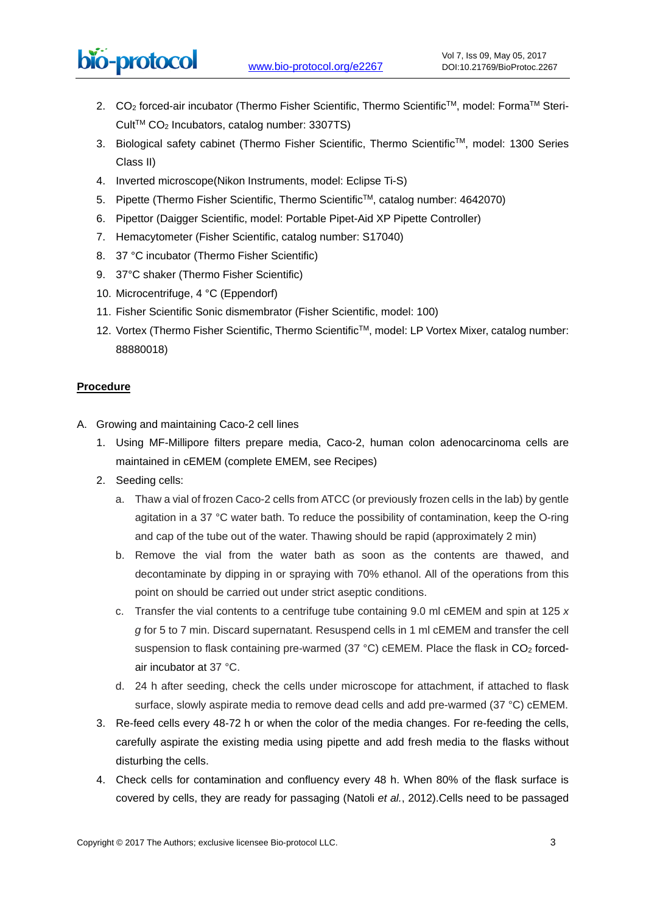2. $CO_2$ forced-air incubator (Thermo Fisher Scientific, Thermo Scientific™, model: Forma™ Steri-Cult™ $CO_2$ Incubators, catalog number: 3307TS)
3. Biological safety cabinet (Thermo Fisher Scientific, Thermo Scientific™, model: 1300 Series Class II)
4. Inverted microscope(Nikon Instruments, model: Eclipse Ti-S)
5. Pipette (Thermo Fisher Scientific, Thermo Scientific™, catalog number: 4642070)
6. Pipettor (Daigger Scientific, model: Portable Pipet-Aid XP Pipette Controller)
7. Hemacytometer (Fisher Scientific, catalog number: S17040)
8. 37 °C incubator (Thermo Fisher Scientific)
9. 37°C shaker (Thermo Fisher Scientific)
10. Microcentrifuge, 4 °C (Eppendorf)
11. Fisher Scientific Sonic dismembrator (Fisher Scientific, model: 100)
12. Vortex (Thermo Fisher Scientific, Thermo Scientific™, model: LP Vortex Mixer, catalog number: 88880018)

## Procedure

A. Growing and maintaining Caco-2 cell lines

1. Using MF-Millipore filters prepare media, Caco-2, human colon adenocarcinoma cells are maintained in cEMEM (complete EMEM, see Recipes)
2. Seeding cells:
   a. Thaw a vial of frozen Caco-2 cells from ATCC (or previously frozen cells in the lab) by gentle agitation in a 37 °C water bath. To reduce the possibility of contamination, keep the O-ring and cap of the tube out of the water. Thawing should be rapid (approximately 2 min)
   b. Remove the vial from the water bath as soon as the contents are thawed, and decontaminate by dipping in or spraying with 70% ethanol. All of the operations from this point on should be carried out under strict aseptic conditions.
   c. Transfer the vial contents to a centrifuge tube containing 9.0 ml cEMEM and spin at 125 *x g* for 5 to 7 min. Discard supernatant. Resuspend cells in 1 ml cEMEM and transfer the cell suspension to flask containing pre-warmed (37 °C) cEMEM. Place the flask in $CO_2$ forced-air incubator at 37 °C.
   d. 24 h after seeding, check the cells under microscope for attachment, if attached to flask surface, slowly aspirate media to remove dead cells and add pre-warmed (37 °C) cEMEM.
3. Re-feed cells every 48-72 h or when the color of the media changes. For re-feeding the cells, carefully aspirate the existing media using pipette and add fresh media to the flasks without disturbing the cells.
4. Check cells for contamination and confluency every 48 h. When 80% of the flask surface is covered by cells, they are ready for passaging (Natoli *et al.*, 2012).Cells need to be passaged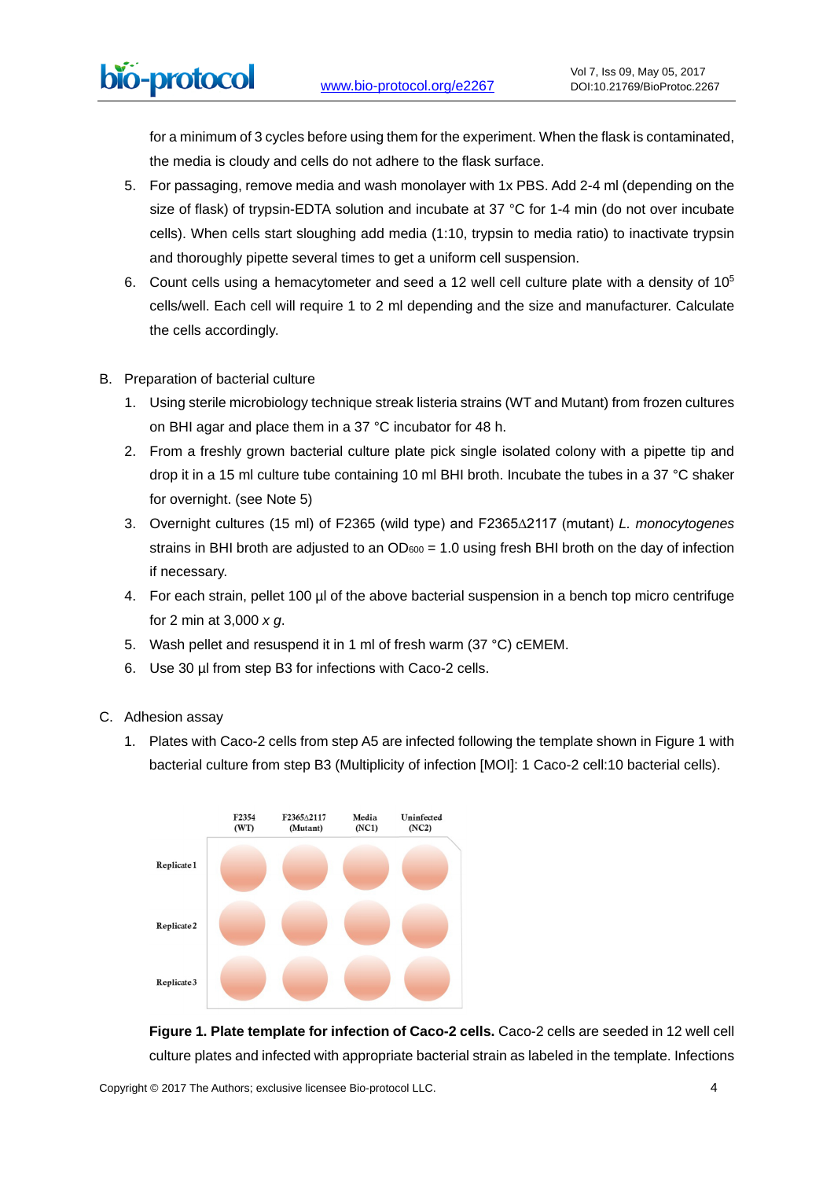for a minimum of 3 cycles before using them for the experiment. When the flask is contaminated, the media is cloudy and cells do not adhere to the flask surface.

5. For passaging, remove media and wash monolayer with 1x PBS. Add 2-4 ml (depending on the size of flask) of trypsin-EDTA solution and incubate at 37 °C for 1-4 min (do not over incubate cells). When cells start sloughing add media (1:10, trypsin to media ratio) to inactivate trypsin and thoroughly pipette several times to get a uniform cell suspension.
6. Count cells using a hemacytometer and seed a 12 well cell culture plate with a density of $10^5$ cells/well. Each cell will require 1 to 2 ml depending and the size and manufacturer. Calculate the cells accordingly.

B. Preparation of bacterial culture

1. Using sterile microbiology technique streak listeria strains (WT and Mutant) from frozen cultures on BHI agar and place them in a 37 °C incubator for 48 h.
2. From a freshly grown bacterial culture plate pick single isolated colony with a pipette tip and drop it in a 15 ml culture tube containing 10 ml BHI broth. Incubate the tubes in a 37 °C shaker for overnight. (see Note 5)
3. Overnight cultures (15 ml) of F2365 (wild type) and F2365Δ2117 (mutant) *L. monocytogenes* strains in BHI broth are adjusted to an $OD_{600}$ = 1.0 using fresh BHI broth on the day of infection if necessary.
4. For each strain, pellet 100 µl of the above bacterial suspension in a bench top micro centrifuge for 2 min at 3,000 *x g*.
5. Wash pellet and resuspend it in 1 ml of fresh warm (37 °C) cEMEM.
6. Use 30 µl from step B3 for infections with Caco-2 cells.

C. Adhesion assay

1. Plates with Caco-2 cells from step A5 are infected following the template shown in Figure 1 with bacterial culture from step B3 (Multiplicity of infection [MOI]: 1 Caco-2 cell:10 bacterial cells).

|  | F2354 (WT) | F2365Δ2117 (Mutant) | Media (NC1) | Uninfected (NC2) |
|---|---|---|---|---|
| Replicate 1 |  |  |  |  |
| Replicate 2 |  |  |  |  |
| Replicate 3 |  |  |  |  |

**Figure 1. Plate template for infection of Caco-2 cells.** Caco-2 cells are seeded in 12 well cell culture plates and infected with appropriate bacterial strain as labeled in the template. Infections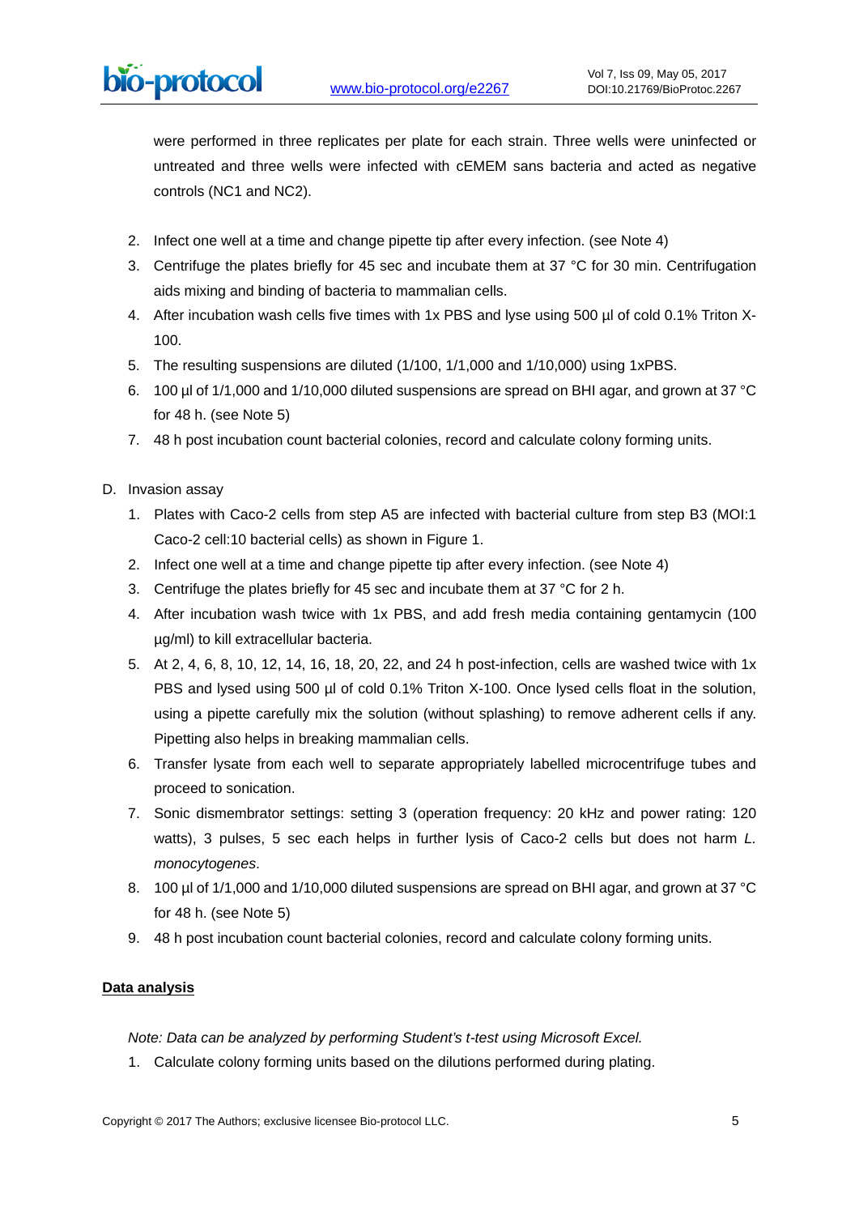were performed in three replicates per plate for each strain. Three wells were uninfected or untreated and three wells were infected with cEMEM sans bacteria and acted as negative controls (NC1 and NC2).

2. Infect one well at a time and change pipette tip after every infection. (see Note 4)
3. Centrifuge the plates briefly for 45 sec and incubate them at 37 °C for 30 min. Centrifugation aids mixing and binding of bacteria to mammalian cells.
4. After incubation wash cells five times with 1x PBS and lyse using 500 µl of cold 0.1% Triton X-100.
5. The resulting suspensions are diluted (1/100, 1/1,000 and 1/10,000) using 1xPBS.
6. 100 µl of 1/1,000 and 1/10,000 diluted suspensions are spread on BHI agar, and grown at 37 °C for 48 h. (see Note 5)
7. 48 h post incubation count bacterial colonies, record and calculate colony forming units.

D. Invasion assay

1. Plates with Caco-2 cells from step A5 are infected with bacterial culture from step B3 (MOI:1 Caco-2 cell:10 bacterial cells) as shown in Figure 1.
2. Infect one well at a time and change pipette tip after every infection. (see Note 4)
3. Centrifuge the plates briefly for 45 sec and incubate them at 37 °C for 2 h.
4. After incubation wash twice with 1x PBS, and add fresh media containing gentamycin (100 µg/ml) to kill extracellular bacteria.
5. At 2, 4, 6, 8, 10, 12, 14, 16, 18, 20, 22, and 24 h post-infection, cells are washed twice with 1x PBS and lysed using 500 µl of cold 0.1% Triton X-100. Once lysed cells float in the solution, using a pipette carefully mix the solution (without splashing) to remove adherent cells if any. Pipetting also helps in breaking mammalian cells.
6. Transfer lysate from each well to separate appropriately labelled microcentrifuge tubes and proceed to sonication.
7. Sonic dismembrator settings: setting 3 (operation frequency: 20 kHz and power rating: 120 watts), 3 pulses, 5 sec each helps in further lysis of Caco-2 cells but does not harm *L. monocytogenes*.
8. 100 µl of 1/1,000 and 1/10,000 diluted suspensions are spread on BHI agar, and grown at 37 °C for 48 h. (see Note 5)
9. 48 h post incubation count bacterial colonies, record and calculate colony forming units.

## Data analysis

*Note: Data can be analyzed by performing Student's t-test using Microsoft Excel.*

1. Calculate colony forming units based on the dilutions performed during plating.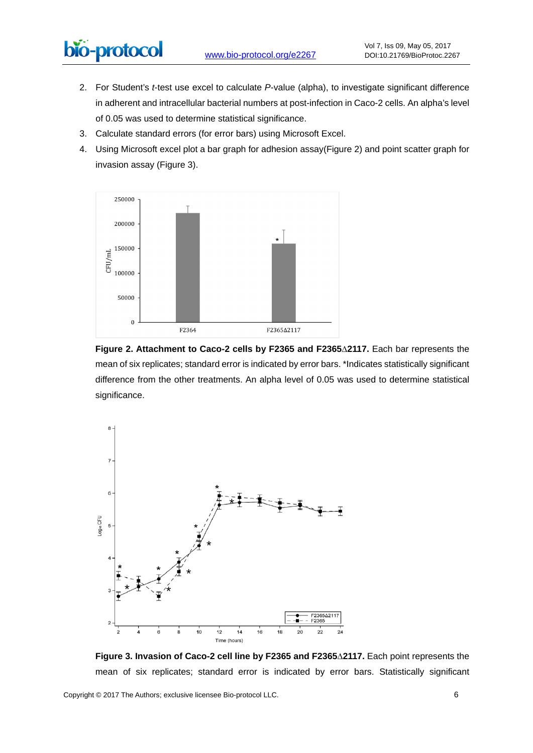2. For Student's *t*-test use excel to calculate *P*-value (alpha), to investigate significant difference in adherent and intracellular bacterial numbers at post-infection in Caco-2 cells. An alpha's level of 0.05 was used to determine statistical significance.
3. Calculate standard errors (for error bars) using Microsoft Excel.
4. Using Microsoft excel plot a bar graph for adhesion assay(Figure 2) and point scatter graph for invasion assay (Figure 3).

**Figure 2. Attachment to Caco-2 cells by F2365 and F2365Δ2117.** Each bar represents the mean of six replicates; standard error is indicated by error bars. *Indicates statistically significant difference from the other treatments. An alpha level of 0.05 was used to determine statistical significance.

**Figure 3. Invasion of Caco-2 cell line by F2365 and F2365Δ2117.** Each point represents the mean of six replicates; standard error is indicated by error bars. Statistically significant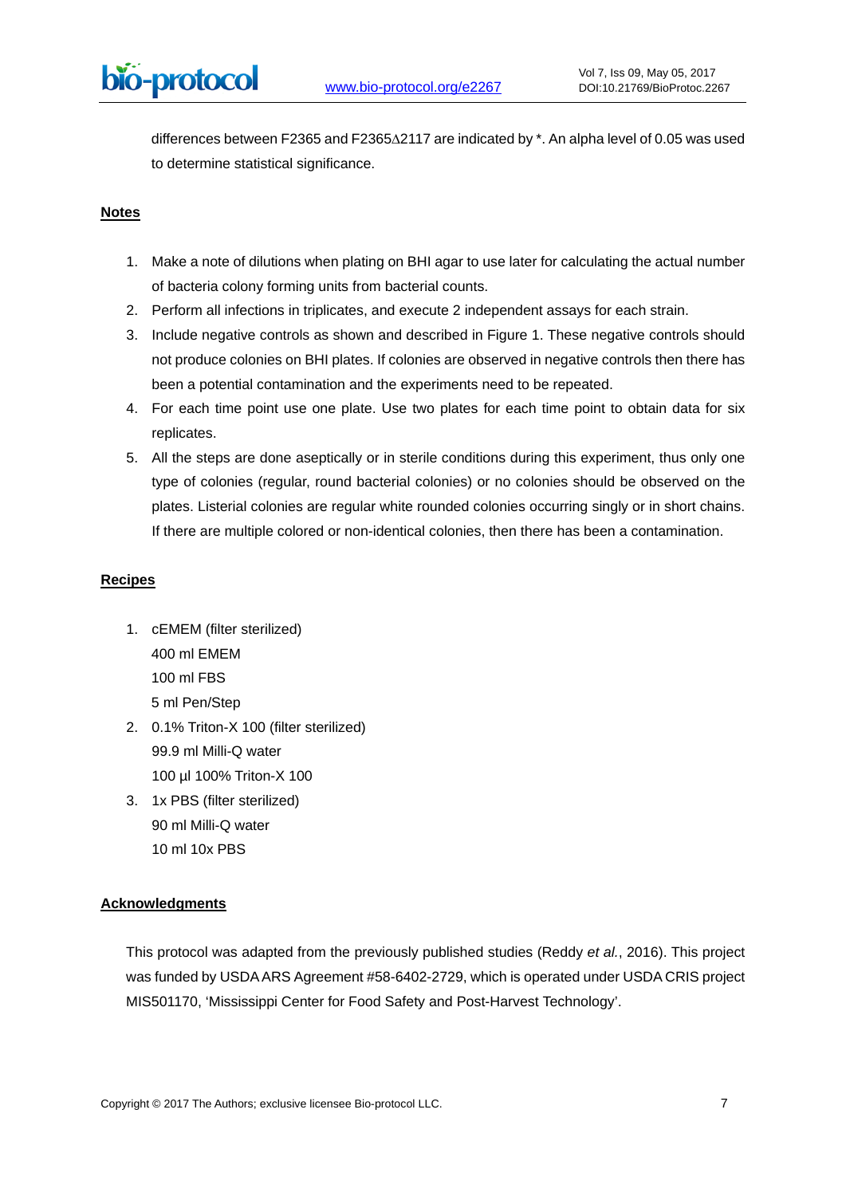differences between F2365 and F2365Δ2117 are indicated by *. An alpha level of 0.05 was used to determine statistical significance.

## Notes

1. Make a note of dilutions when plating on BHI agar to use later for calculating the actual number of bacteria colony forming units from bacterial counts.
2. Perform all infections in triplicates, and execute 2 independent assays for each strain.
3. Include negative controls as shown and described in Figure 1. These negative controls should not produce colonies on BHI plates. If colonies are observed in negative controls then there has been a potential contamination and the experiments need to be repeated.
4. For each time point use one plate. Use two plates for each time point to obtain data for six replicates.
5. All the steps are done aseptically or in sterile conditions during this experiment, thus only one type of colonies (regular, round bacterial colonies) or no colonies should be observed on the plates. Listerial colonies are regular white rounded colonies occurring singly or in short chains. If there are multiple colored or non-identical colonies, then there has been a contamination.

## Recipes

1. cEMEM (filter sterilized)
   400 ml EMEM
   100 ml FBS
   5 ml Pen/Step
2. 0.1% Triton-X 100 (filter sterilized)
   99.9 ml Milli-Q water
   100 µl 100% Triton-X 100
3. 1x PBS (filter sterilized)
   90 ml Milli-Q water
   10 ml 10x PBS

## Acknowledgments

This protocol was adapted from the previously published studies (Reddy *et al.*, 2016). This project was funded by USDA ARS Agreement #58-6402-2729, which is operated under USDA CRIS project MIS501170, 'Mississippi Center for Food Safety and Post-Harvest Technology'.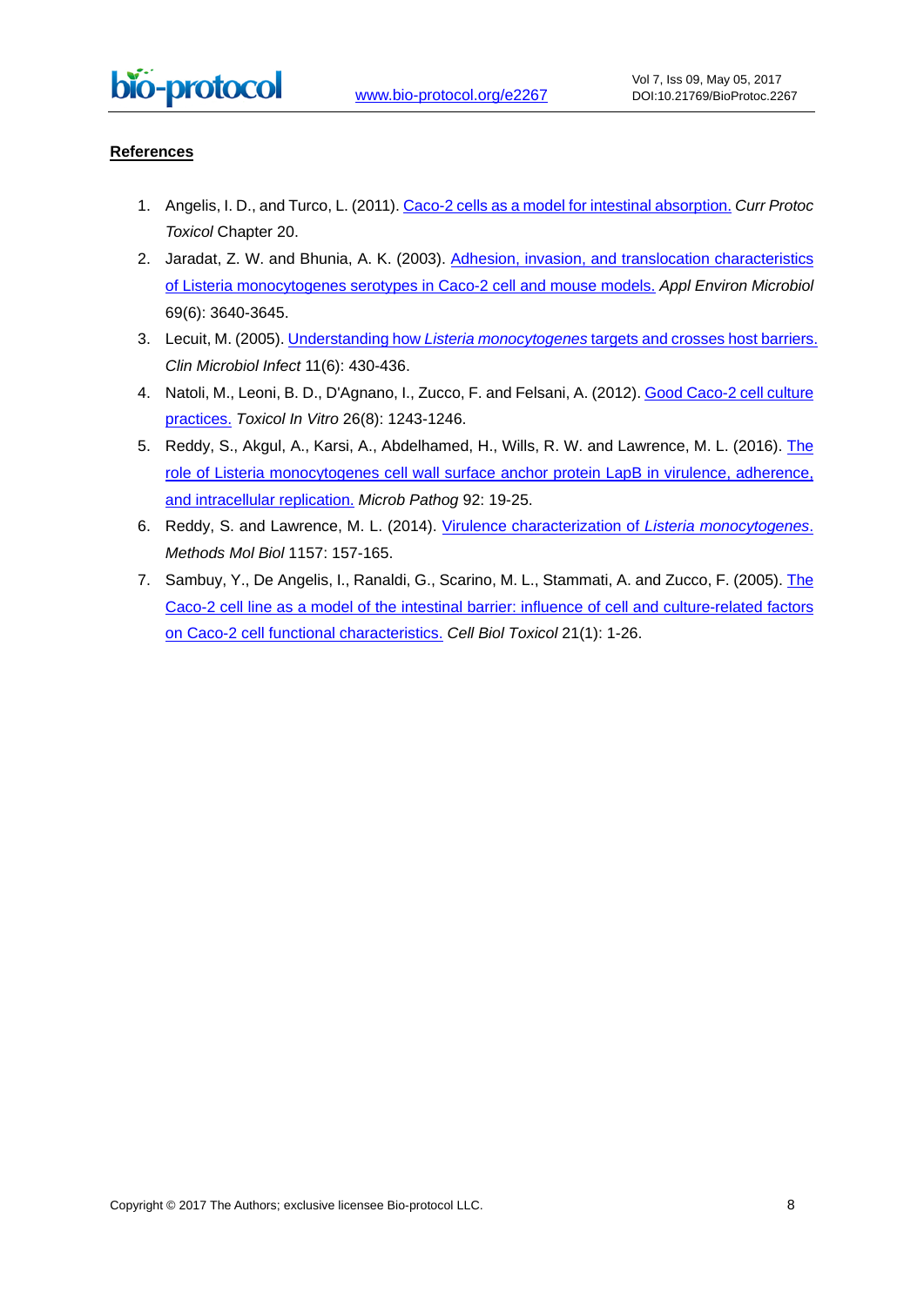## References

1. Angelis, I. D., and Turco, L. (2011). Caco-2 cells as a model for intestinal absorption. *Curr Protoc Toxicol* Chapter 20.
2. Jaradat, Z. W. and Bhunia, A. K. (2003). Adhesion, invasion, and translocation characteristics of Listeria monocytogenes serotypes in Caco-2 cell and mouse models. *Appl Environ Microbiol* 69(6): 3640-3645.
3. Lecuit, M. (2005). Understanding how *Listeria monocytogenes* targets and crosses host barriers. *Clin Microbiol Infect* 11(6): 430-436.
4. Natoli, M., Leoni, B. D., D'Agnano, I., Zucco, F. and Felsani, A. (2012). Good Caco-2 cell culture practices. *Toxicol In Vitro* 26(8): 1243-1246.
5. Reddy, S., Akgul, A., Karsi, A., Abdelhamed, H., Wills, R. W. and Lawrence, M. L. (2016). The role of Listeria monocytogenes cell wall surface anchor protein LapB in virulence, adherence, and intracellular replication. *Microb Pathog* 92: 19-25.
6. Reddy, S. and Lawrence, M. L. (2014). Virulence characterization of *Listeria monocytogenes*. *Methods Mol Biol* 1157: 157-165.
7. Sambuy, Y., De Angelis, I., Ranaldi, G., Scarino, M. L., Stammati, A. and Zucco, F. (2005). The Caco-2 cell line as a model of the intestinal barrier: influence of cell and culture-related factors on Caco-2 cell functional characteristics. *Cell Biol Toxicol* 21(1): 1-26.